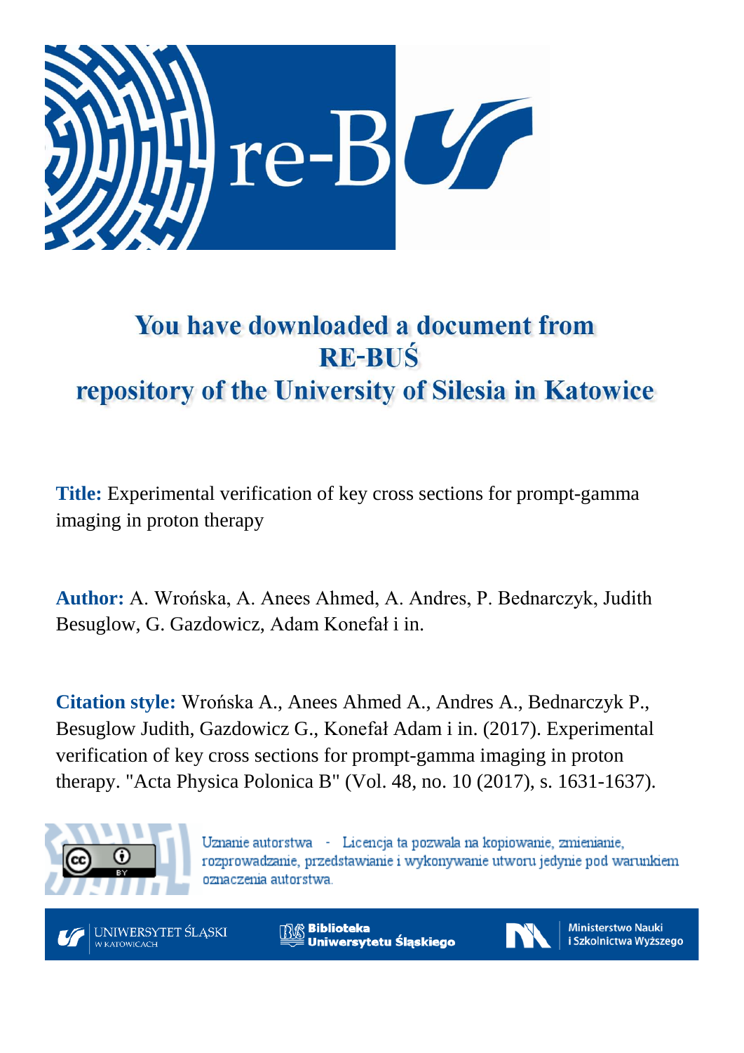# You have downloaded a document from RE-BUŚ repository of the University of Silesia in Katowice

**Title:** Experimental verification of key cross sections for prompt-gamma imaging in proton therapy

**Author:** A. Wrońska, A. Anees Ahmed, A. Andres, P. Bednarczyk, Judith Besuglow, G. Gazdowicz, Adam Konefał i in.

**Citation style:** Wrońska A., Anees Ahmed A., Andres A., Bednarczyk P., Besuglow Judith, Gazdowicz G., Konefał Adam i in. (2017). Experimental verification of key cross sections for prompt-gamma imaging in proton therapy. "Acta Physica Polonica B" (Vol. 48, no. 10 (2017), s. 1631-1637).

Uznanie autorstwa - Licencja ta pozwala na kopiowanie, zmienianie, rozprowadzanie, przedstawianie i wykonywanie utworu jedynie pod warunkiem oznaczenia autorstwa.

UNIWERSYTET ŚLĄSKI W KATOWICACH | Biblioteka Uniwersytetu Śląskiego | Ministerstwo Nauki i Szkolnictwa Wyższego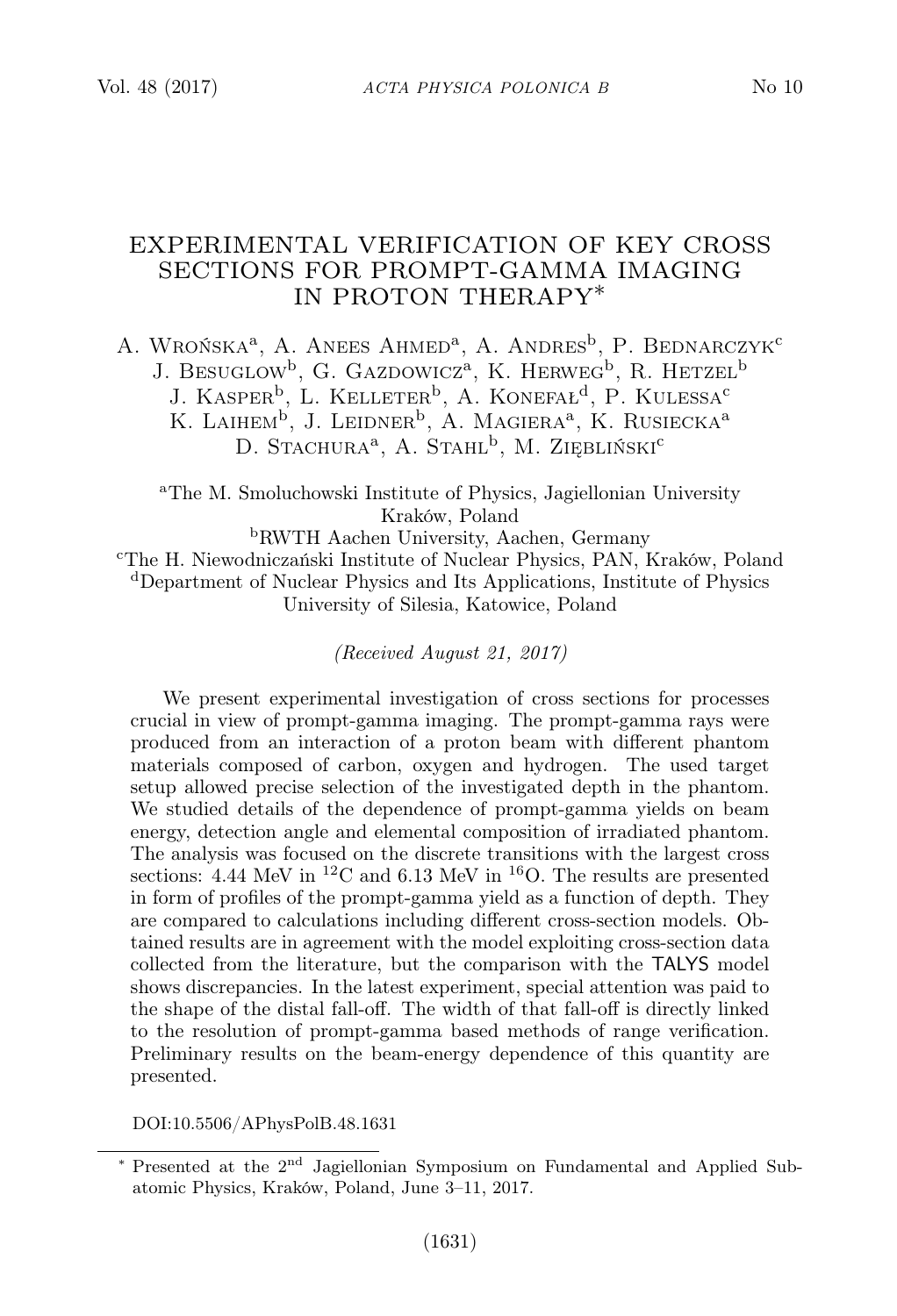# EXPERIMENTAL VERIFICATION OF KEY CROSS SECTIONS FOR PROMPT-GAMMA IMAGING IN PROTON THERAPY*

A. Wrońska[a], A. Anees Ahmed[a], A. Andres[b], P. Bednarczyk[c] J. Besuglow[b], G. Gazdowicz[a], K. Herweg[b], R. Hetzel[b] J. Kasper[b], L. Kelleter[b], A. Konefał[d], P. Kulessa[c] K. Laihem[b], J. Leidner[b], A. Magiera[a], K. Rusiecka[a] D. Stachura[a], A. Stahl[b], M. Zięblińsk[c]

[a]The M. Smoluchowski Institute of Physics, Jagiellonian University Kraków, Poland

[b]RWTH Aachen University, Aachen, Germany

[c]The H. Niewodniczański Institute of Nuclear Physics, PAN, Kraków, Poland

[d]Department of Nuclear Physics and Its Applications, Institute of Physics University of Silesia, Katowice, Poland

*(Received August 21, 2017)*

We present experimental investigation of cross sections for processes crucial in view of prompt-gamma imaging. The prompt-gamma rays were produced from an interaction of a proton beam with different phantom materials composed of carbon, oxygen and hydrogen. The used target setup allowed precise selection of the investigated depth in the phantom. We studied details of the dependence of prompt-gamma yields on beam energy, detection angle and elemental composition of irradiated phantom. The analysis was focused on the discrete transitions with the largest cross sections: 4.44 MeV in $^{12}$C and 6.13 MeV in $^{16}$O. The results are presented in form of profiles of the prompt-gamma yield as a function of depth. They are compared to calculations including different cross-section models. Obtained results are in agreement with the model exploiting cross-section data collected from the literature, but the comparison with the TALYS model shows discrepancies. In the latest experiment, special attention was paid to the shape of the distal fall-off. The width of that fall-off is directly linked to the resolution of prompt-gamma based methods of range verification. Preliminary results on the beam-energy dependence of this quantity are presented.

DOI:10.5506/APhysPolB.48.1631

* Presented at the 2[nd] Jagiellonian Symposium on Fundamental and Applied Subatomic Physics, Kraków, Poland, June 3–11, 2017.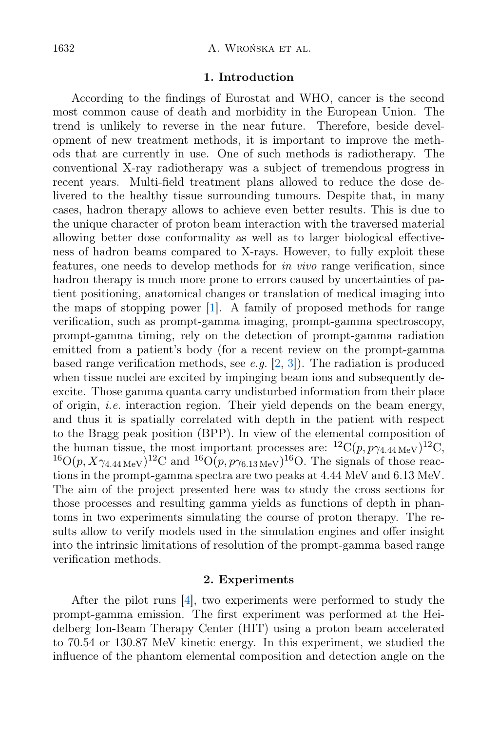## 1. Introduction

According to the findings of Eurostat and WHO, cancer is the second most common cause of death and morbidity in the European Union. The trend is unlikely to reverse in the near future. Therefore, beside development of new treatment methods, it is important to improve the methods that are currently in use. One of such methods is radiotherapy. The conventional X-ray radiotherapy was a subject of tremendous progress in recent years. Multi-field treatment plans allowed to reduce the dose delivered to the healthy tissue surrounding tumours. Despite that, in many cases, hadron therapy allows to achieve even better results. This is due to the unique character of proton beam interaction with the traversed material allowing better dose conformality as well as to larger biological effectiveness of hadron beams compared to X-rays. However, to fully exploit these features, one needs to develop methods for *in vivo* range verification, since hadron therapy is much more prone to errors caused by uncertainties of patient positioning, anatomical changes or translation of medical imaging into the maps of stopping power [1]. A family of proposed methods for range verification, such as prompt-gamma imaging, prompt-gamma spectroscopy, prompt-gamma timing, rely on the detection of prompt-gamma radiation emitted from a patient's body (for a recent review on the prompt-gamma based range verification methods, see *e.g.* [2, 3]). The radiation is produced when tissue nuclei are excited by impinging beam ions and subsequently deexcite. Those gamma quanta carry undisturbed information from their place of origin, *i.e.* interaction region. Their yield depends on the beam energy, and thus it is spatially correlated with depth in the patient with respect to the Bragg peak position (BPP). In view of the elemental composition of the human tissue, the most important processes are: $^{12}\mathrm{C}(p, p\gamma_{4.44\,\mathrm{MeV}})^{12}\mathrm{C}$, $^{16}\mathrm{O}(p, X\gamma_{4.44\,\mathrm{MeV}})^{12}\mathrm{C}$ and $^{16}\mathrm{O}(p, p\gamma_{6.13\,\mathrm{MeV}})^{16}\mathrm{O}$. The signals of those reactions in the prompt-gamma spectra are two peaks at 4.44 MeV and 6.13 MeV. The aim of the project presented here was to study the cross sections for those processes and resulting gamma yields as functions of depth in phantoms in two experiments simulating the course of proton therapy. The results allow to verify models used in the simulation engines and offer insight into the intrinsic limitations of resolution of the prompt-gamma based range verification methods.

## 2. Experiments

After the pilot runs [4], two experiments were performed to study the prompt-gamma emission. The first experiment was performed at the Heidelberg Ion-Beam Therapy Center (HIT) using a proton beam accelerated to 70.54 or 130.87 MeV kinetic energy. In this experiment, we studied the influence of the phantom elemental composition and detection angle on the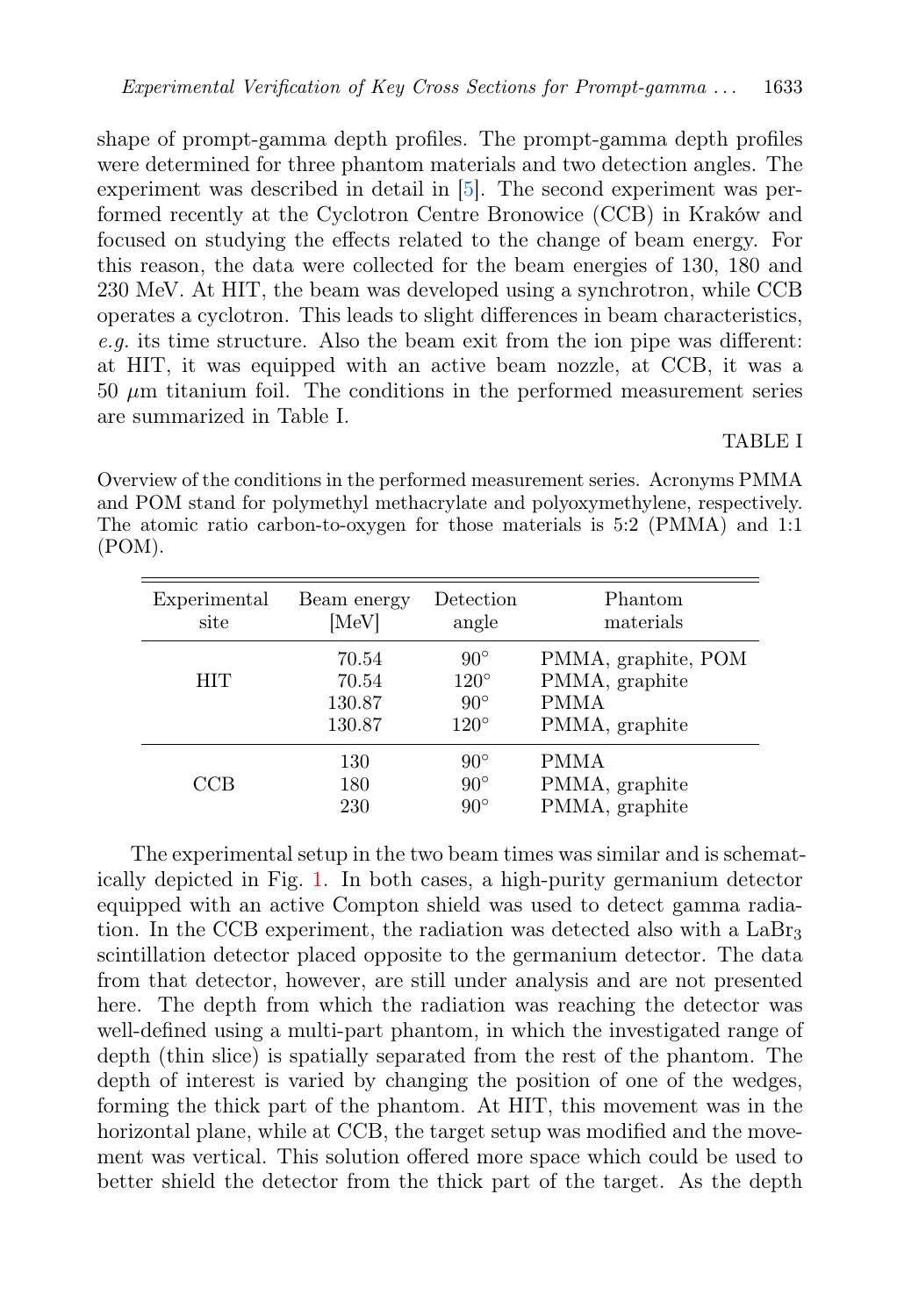shape of prompt-gamma depth profiles. The prompt-gamma depth profiles were determined for three phantom materials and two detection angles. The experiment was described in detail in [5]. The second experiment was performed recently at the Cyclotron Centre Bronowice (CCB) in Kraków and focused on studying the effects related to the change of beam energy. For this reason, the data were collected for the beam energies of 130, 180 and 230 MeV. At HIT, the beam was developed using a synchrotron, while CCB operates a cyclotron. This leads to slight differences in beam characteristics, *e.g.* its time structure. Also the beam exit from the ion pipe was different: at HIT, it was equipped with an active beam nozzle, at CCB, it was a 50 $\mu$m titanium foil. The conditions in the performed measurement series are summarized in Table I.

TABLE I

Overview of the conditions in the performed measurement series. Acronyms PMMA and POM stand for polymethyl methacrylate and polyoxymethylene, respectively. The atomic ratio carbon-to-oxygen for those materials is 5:2 (PMMA) and 1:1 (POM).

| Experimental site | Beam energy [MeV] | Detection angle | Phantom materials |
|---|---|---|---|
| HIT | 70.54 | $90^\circ$ | PMMA, graphite, POM |
| | 70.54 | $120^\circ$ | PMMA, graphite |
| | 130.87 | $90^\circ$ | PMMA |
| | 130.87 | $120^\circ$ | PMMA, graphite |
| CCB | 130 | $90^\circ$ | PMMA |
| | 180 | $90^\circ$ | PMMA, graphite |
| | 230 | $90^\circ$ | PMMA, graphite |

The experimental setup in the two beam times was similar and is schematically depicted in Fig. 1. In both cases, a high-purity germanium detector equipped with an active Compton shield was used to detect gamma radiation. In the CCB experiment, the radiation was detected also with a $LaBr_3$ scintillation detector placed opposite to the germanium detector. The data from that detector, however, are still under analysis and are not presented here. The depth from which the radiation was reaching the detector was well-defined using a multi-part phantom, in which the investigated range of depth (thin slice) is spatially separated from the rest of the phantom. The depth of interest is varied by changing the position of one of the wedges, forming the thick part of the phantom. At HIT, this movement was in the horizontal plane, while at CCB, the target setup was modified and the movement was vertical. This solution offered more space which could be used to better shield the detector from the thick part of the target. As the depth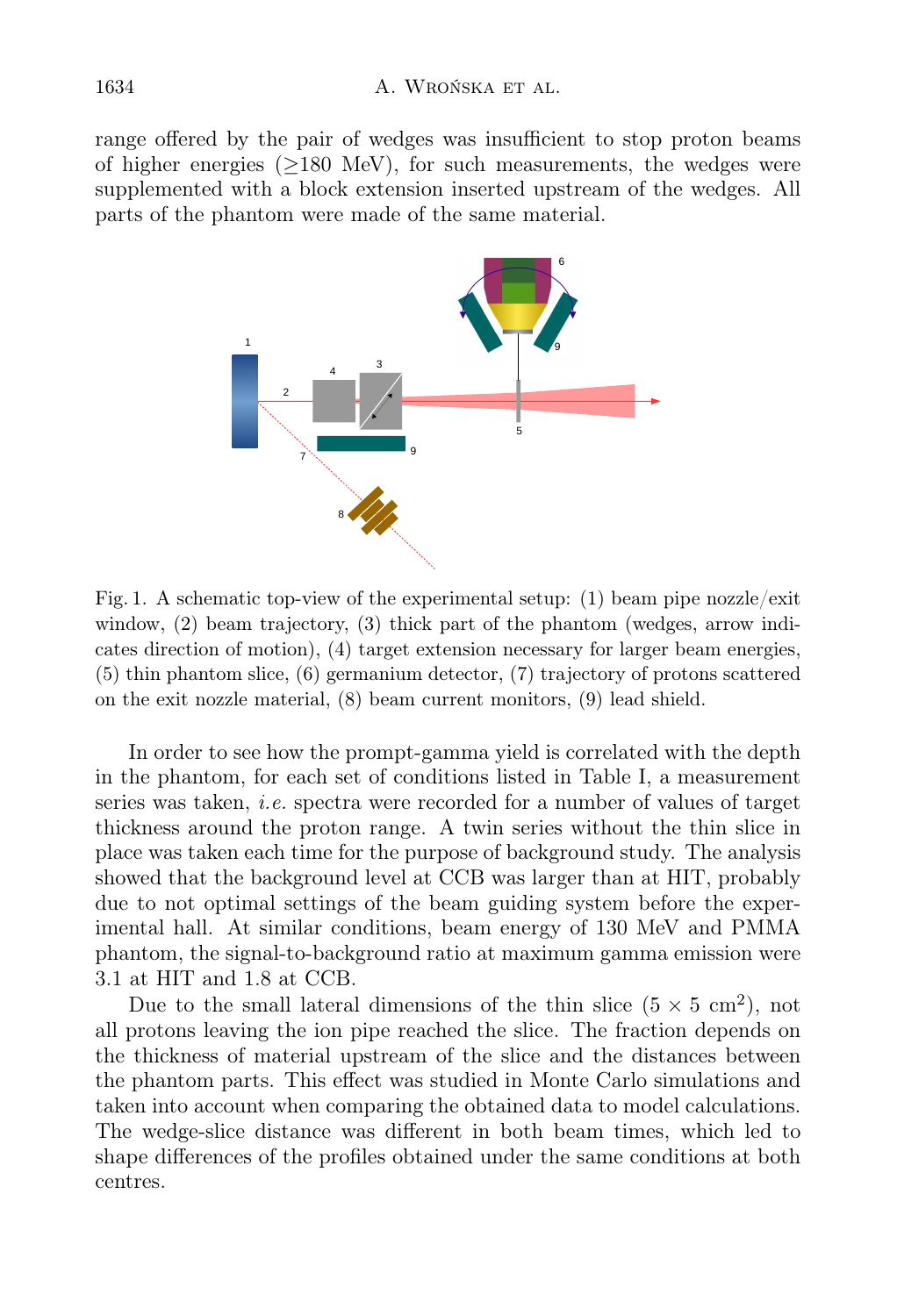range offered by the pair of wedges was insufficient to stop proton beams of higher energies (≥180 MeV), for such measurements, the wedges were supplemented with a block extension inserted upstream of the wedges. All parts of the phantom were made of the same material.

Fig. 1. A schematic top-view of the experimental setup: (1) beam pipe nozzle/exit window, (2) beam trajectory, (3) thick part of the phantom (wedges, arrow indicates direction of motion), (4) target extension necessary for larger beam energies, (5) thin phantom slice, (6) germanium detector, (7) trajectory of protons scattered on the exit nozzle material, (8) beam current monitors, (9) lead shield.

In order to see how the prompt-gamma yield is correlated with the depth in the phantom, for each set of conditions listed in Table I, a measurement series was taken, *i.e.* spectra were recorded for a number of values of target thickness around the proton range. A twin series without the thin slice in place was taken each time for the purpose of background study. The analysis showed that the background level at CCB was larger than at HIT, probably due to not optimal settings of the beam guiding system before the experimental hall. At similar conditions, beam energy of 130 MeV and PMMA phantom, the signal-to-background ratio at maximum gamma emission were 3.1 at HIT and 1.8 at CCB.

Due to the small lateral dimensions of the thin slice ($5 \times 5$ cm$^2$), not all protons leaving the ion pipe reached the slice. The fraction depends on the thickness of material upstream of the slice and the distances between the phantom parts. This effect was studied in Monte Carlo simulations and taken into account when comparing the obtained data to model calculations. The wedge-slice distance was different in both beam times, which led to shape differences of the profiles obtained under the same conditions at both centres.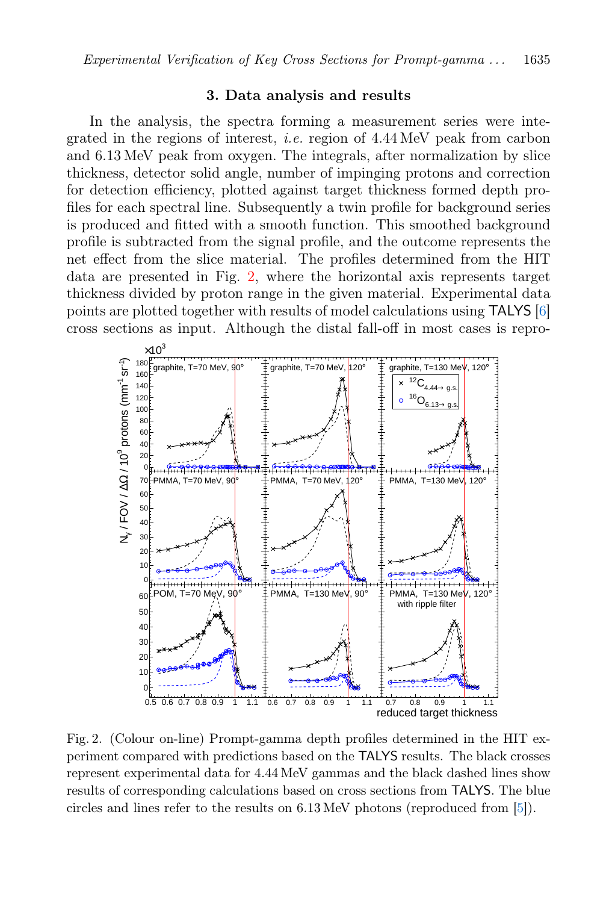## 3. Data analysis and results

In the analysis, the spectra forming a measurement series were integrated in the regions of interest, *i.e.* region of 4.44 MeV peak from carbon and 6.13 MeV peak from oxygen. The integrals, after normalization by slice thickness, detector solid angle, number of impinging protons and correction for detection efficiency, plotted against target thickness formed depth profiles for each spectral line. Subsequently a twin profile for background series is produced and fitted with a smooth function. This smoothed background profile is subtracted from the signal profile, and the outcome represents the net effect from the slice material. The profiles determined from the HIT data are presented in Fig. 2, where the horizontal axis represents target thickness divided by proton range in the given material. Experimental data points are plotted together with results of model calculations using TALYS [6] cross sections as input. Although the distal fall-off in most cases is repro-

Fig. 2. (Colour on-line) Prompt-gamma depth profiles determined in the HIT experiment compared with predictions based on the TALYS results. The black crosses represent experimental data for 4.44 MeV gammas and the black dashed lines show results of corresponding calculations based on cross sections from TALYS. The blue circles and lines refer to the results on 6.13 MeV photons (reproduced from [5]).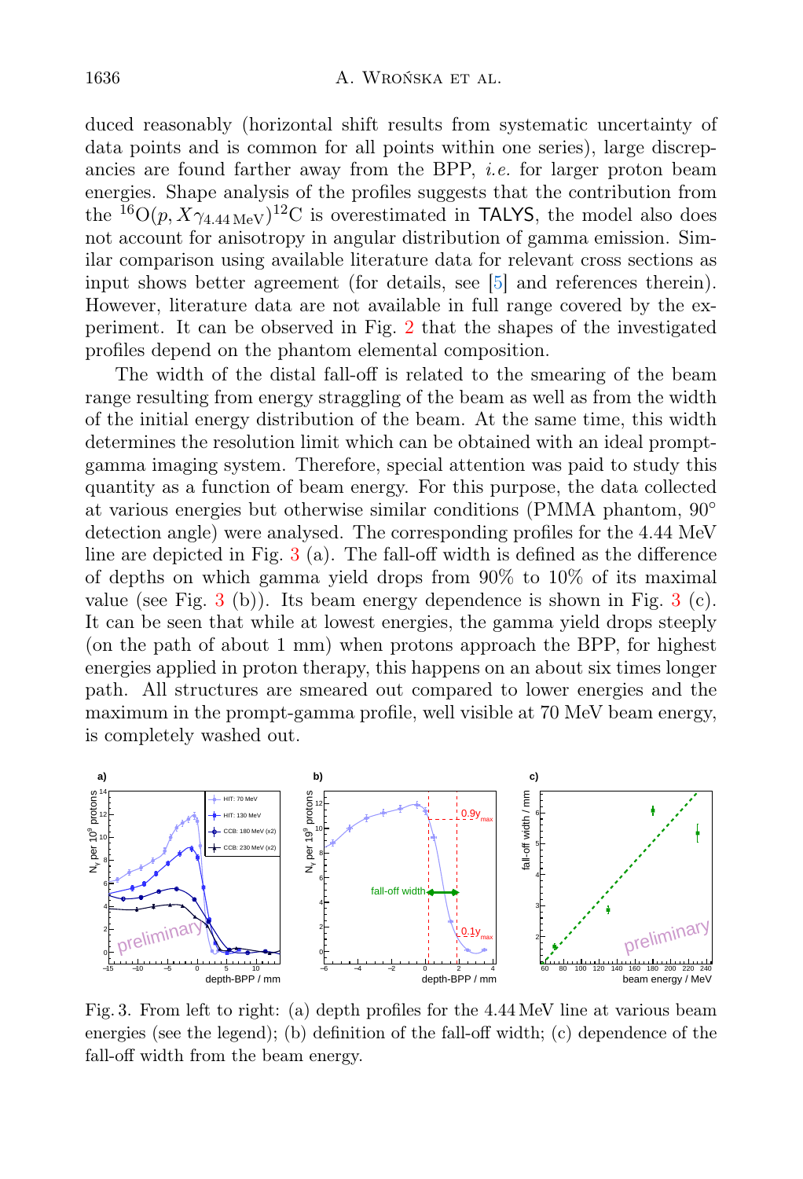duced reasonably (horizontal shift results from systematic uncertainty of data points and is common for all points within one series), large discrepancies are found farther away from the BPP, *i.e.* for larger proton beam energies. Shape analysis of the profiles suggests that the contribution from the $^{16}\mathrm{O}(p, X\gamma_{4.44\,\mathrm{MeV}})^{12}\mathrm{C}$ is overestimated in TALYS, the model also does not account for anisotropy in angular distribution of gamma emission. Similar comparison using available literature data for relevant cross sections as input shows better agreement (for details, see [5] and references therein). However, literature data are not available in full range covered by the experiment. It can be observed in Fig. 2 that the shapes of the investigated profiles depend on the phantom elemental composition.

The width of the distal fall-off is related to the smearing of the beam range resulting from energy straggling of the beam as well as from the width of the initial energy distribution of the beam. At the same time, this width determines the resolution limit which can be obtained with an ideal prompt-gamma imaging system. Therefore, special attention was paid to study this quantity as a function of beam energy. For this purpose, the data collected at various energies but otherwise similar conditions (PMMA phantom, 90° detection angle) were analysed. The corresponding profiles for the 4.44 MeV line are depicted in Fig. 3 (a). The fall-off width is defined as the difference of depths on which gamma yield drops from 90% to 10% of its maximal value (see Fig. 3 (b)). Its beam energy dependence is shown in Fig. 3 (c). It can be seen that while at lowest energies, the gamma yield drops steeply (on the path of about 1 mm) when protons approach the BPP, for highest energies applied in proton therapy, this happens on an about six times longer path. All structures are smeared out compared to lower energies and the maximum in the prompt-gamma profile, well visible at 70 MeV beam energy, is completely washed out.

Fig. 3. From left to right: (a) depth profiles for the 4.44 MeV line at various beam energies (see the legend); (b) definition of the fall-off width; (c) dependence of the fall-off width from the beam energy.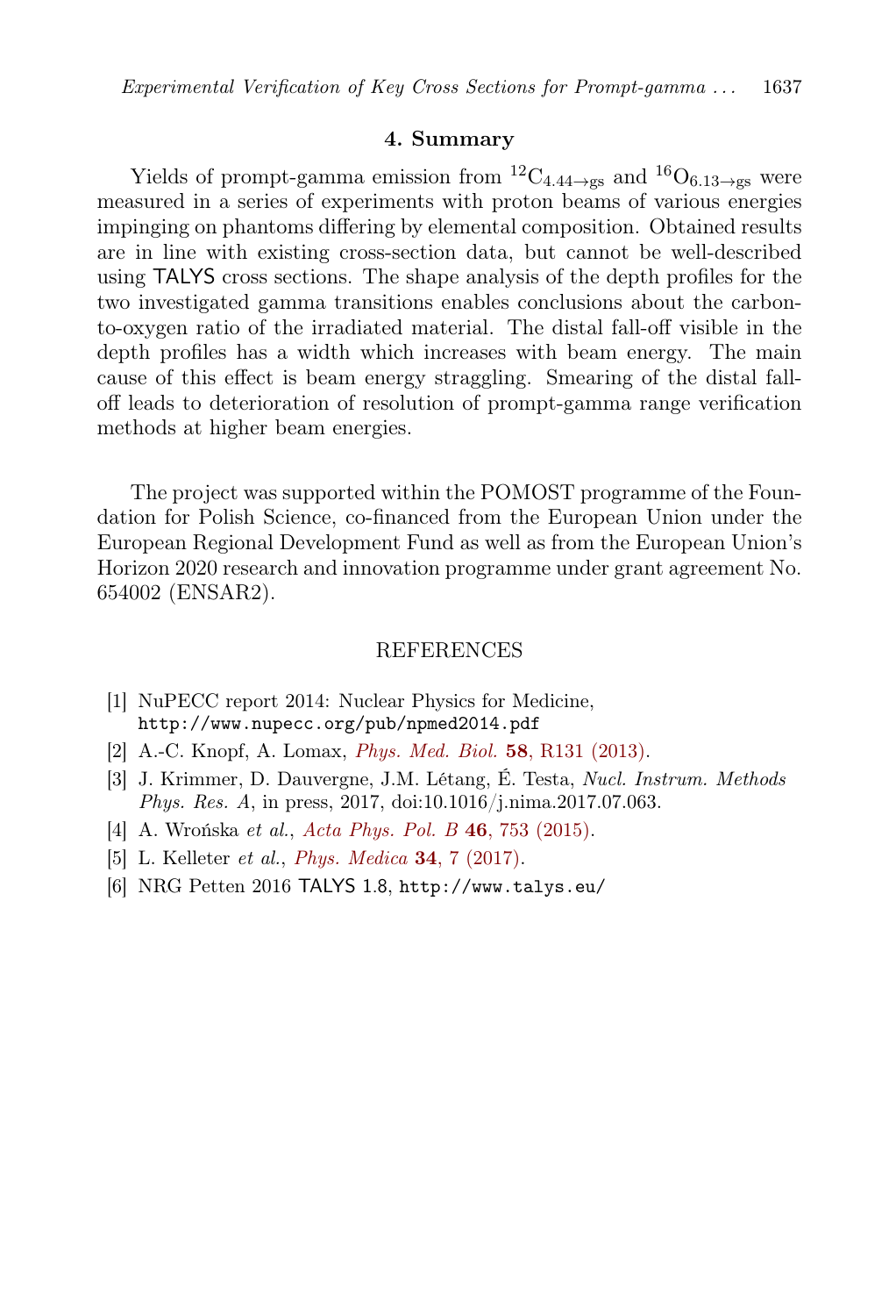## 4. Summary

Yields of prompt-gamma emission from $^{12}C_{4.44\to gs}$ and $^{16}O_{6.13\to gs}$ were measured in a series of experiments with proton beams of various energies impinging on phantoms differing by elemental composition. Obtained results are in line with existing cross-section data, but cannot be well-described using TALYS cross sections. The shape analysis of the depth profiles for the two investigated gamma transitions enables conclusions about the carbon-to-oxygen ratio of the irradiated material. The distal fall-off visible in the depth profiles has a width which increases with beam energy. The main cause of this effect is beam energy straggling. Smearing of the distal fall-off leads to deterioration of resolution of prompt-gamma range verification methods at higher beam energies.

The project was supported within the POMOST programme of the Foundation for Polish Science, co-financed from the European Union under the European Regional Development Fund as well as from the European Union's Horizon 2020 research and innovation programme under grant agreement No. 654002 (ENSAR2).

## REFERENCES

[1] NuPECC report 2014: Nuclear Physics for Medicine, `http://www.nupecc.org/pub/npmed2014.pdf`

[2] A.-C. Knopf, A. Lomax, *Phys. Med. Biol.* **58**, R131 (2013).

[3] J. Krimmer, D. Dauvergne, J.M. Létang, É. Testa, *Nucl. Instrum. Methods Phys. Res. A*, in press, 2017, doi:10.1016/j.nima.2017.07.063.

[4] A. Wrońska *et al.*, *Acta Phys. Pol. B* **46**, 753 (2015).

[5] L. Kelleter *et al.*, *Phys. Medica* **34**, 7 (2017).

[6] NRG Petten 2016 TALYS 1.8, `http://www.talys.eu/`